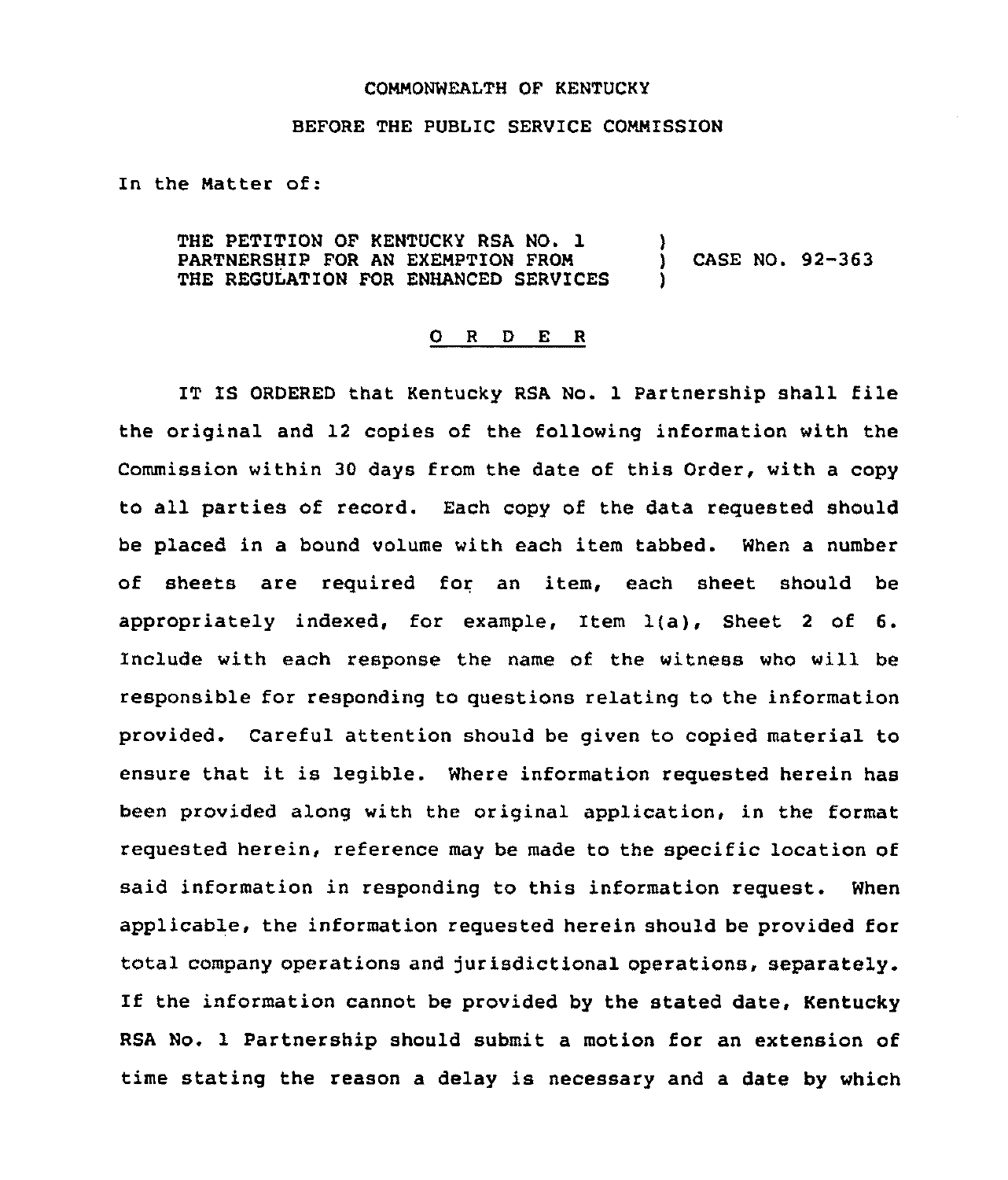COMMONWEALTH OF KENTUCKY

BEFORE THE PUBLIC SERVICE COMMISSION

In the Matter of:

| | | |
|---|---|---|
| THE PETITION OF KENTUCKY RSA NO. 1 PARTNERSHIP FOR AN EXEMPTION FROM THE REGULATION FOR ENHANCED SERVICES | ) ) ) | CASE NO. 92-363 |

# O R D E R

IT IS ORDERED that Kentucky RSA No. 1 Partnership shall file the original and 12 copies of the following information with the Commission within 30 days from the date of this Order, with a copy to all parties of record. Each copy of the data requested should be placed in a bound volume with each item tabbed. When a number of sheets are required for an item, each sheet should be appropriately indexed, for example, Item 1(a), Sheet 2 of 6. Include with each response the name of the witness who will be responsible for responding to questions relating to the information provided. Careful attention should be given to copied material to ensure that it is legible. Where information requested herein has been provided along with the original application, in the format requested herein, reference may be made to the specific location of said information in responding to this information request. When applicable, the information requested herein should be provided for total company operations and jurisdictional operations, separately. If the information cannot be provided by the stated date, Kentucky RSA No. 1 Partnership should submit a motion for an extension of time stating the reason a delay is necessary and a date by which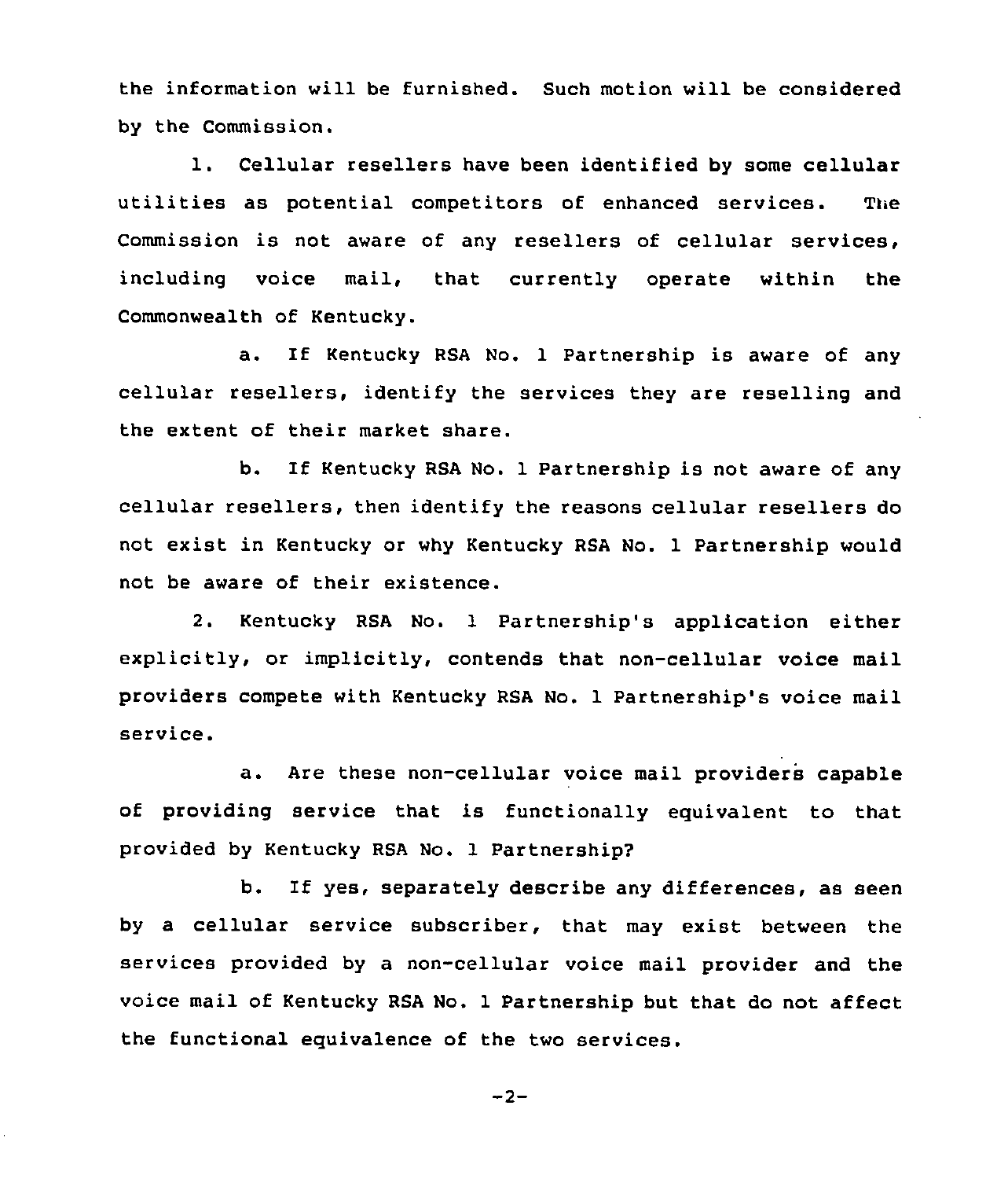the information will be furnished. Such motion will be considered by the Commission.

1. Cellular resellers have been identified by some cellular utilities as potential competitors of enhanced services. The Commission is not aware of any resellers of cellular services, including voice mail, that currently operate within the Commonwealth of Kentucky.

a. If Kentucky RSA No. 1 Partnership is aware of any cellular resellers, identify the services they are reselling and the extent of their market share.

b. If Kentucky RSA No. 1 Partnership is not aware of any cellular resellers, then identify the reasons cellular resellers do not exist in Kentucky or why Kentucky RSA No. 1 Partnership would not be aware of their existence.

2. Kentucky RSA No. 1 Partnership's application either explicitly, or implicitly, contends that non-cellular voice mail providers compete with Kentucky RSA No. 1 Partnership's voice mail service.

a. Are these non-cellular voice mail providers capable of providing service that is functionally equivalent to that provided by Kentucky RSA No. 1 Partnership?

b. If yes, separately describe any differences, as seen by a cellular service subscriber, that may exist between the services provided by a non-cellular voice mail provider and the voice mail of Kentucky RSA No. 1 Partnership but that do not affect the functional equivalence of the two services.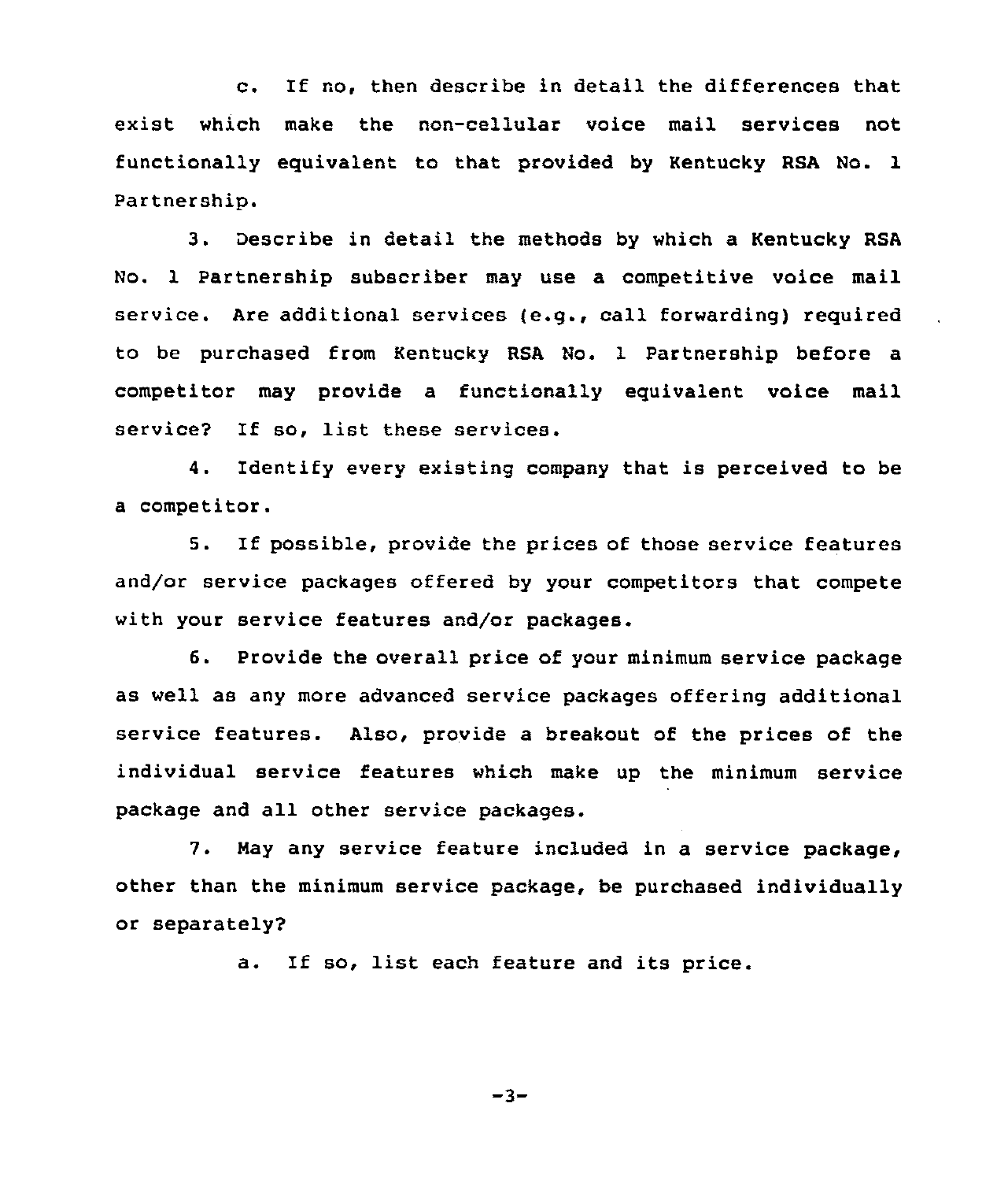c. If no, then describe in detail the differences that exist which make the non-cellular voice mail services not functionally equivalent to that provided by Kentucky RSA No. 1 Partnership.

3. Describe in detail the methods by which a Kentucky RSA No. 1 Partnership subscriber may use a competitive voice mail service. Are additional services (e.g., call forwarding) required to be purchased from Kentucky RSA No. 1 Partnership before a competitor may provide a functionally equivalent voice mail service? If so, list these services.

4. Identify every existing company that is perceived to be a competitor.

5. If possible, provide the prices of those service features and/or service packages offered by your competitors that compete with your service features and/or packages.

6. Provide the overall price of your minimum service package as well as any more advanced service packages offering additional service features. Also, provide a breakout of the prices of the individual service features which make up the minimum service package and all other service packages.

7. May any service feature included in a service package, other than the minimum service package, be purchased individually or separately?

a. If so, list each feature and its price.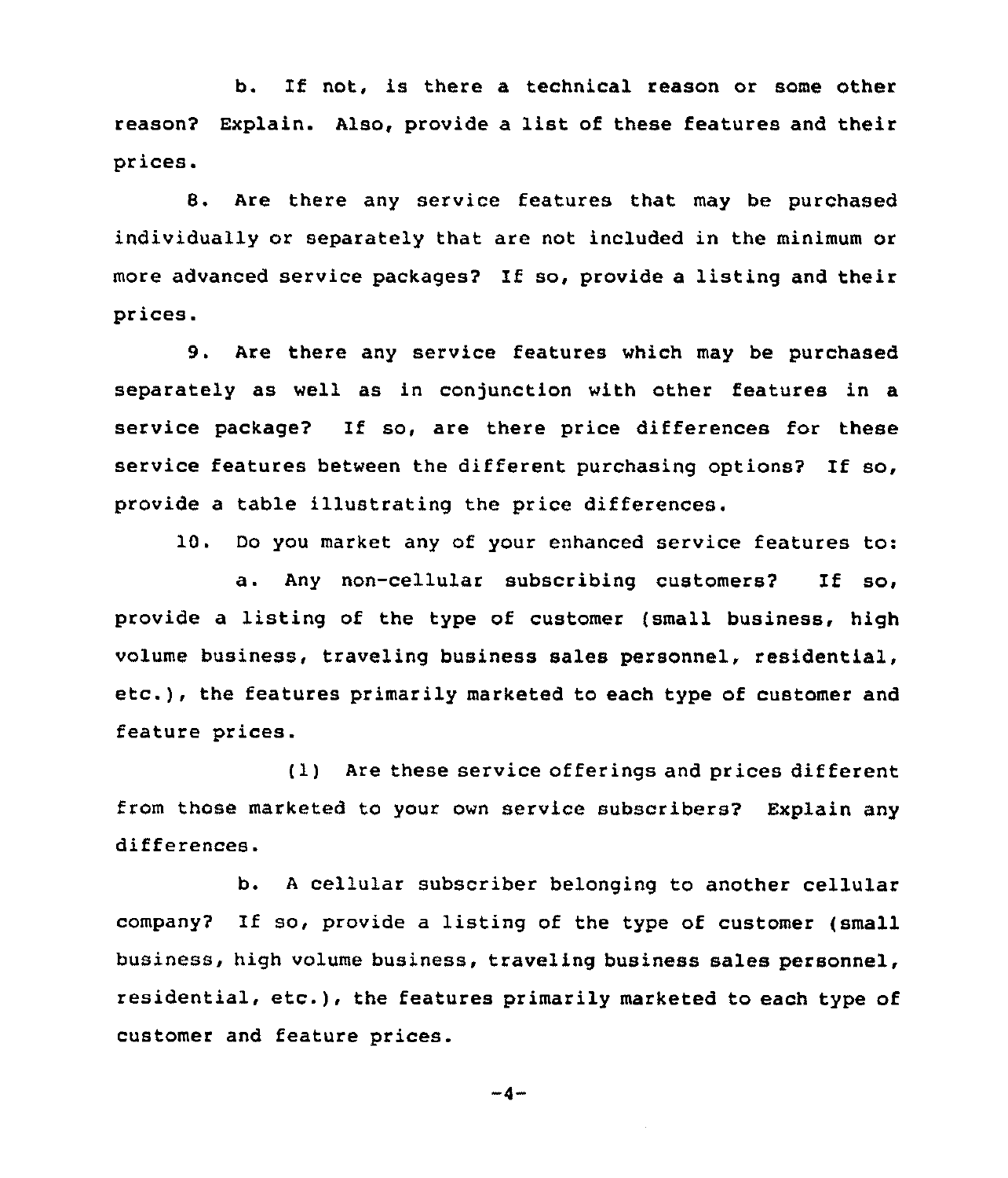b. If not, is there a technical reason or some other reason? Explain. Also, provide a list of these features and their prices.

8. Are there any service features that may be purchased individually or separately that are not included in the minimum or more advanced service packages? If so, provide a listing and their prices.

9. Are there any service features which may be purchased separately as well as in conjunction with other features in a service package? If so, are there price differences for these service features between the different purchasing options? If so, provide a table illustrating the price differences.

10. Do you market any of your enhanced service features to:

a. Any non-cellular subscribing customers? If so, provide a listing of the type of customer (small business, high volume business, traveling business sales personnel, residential, etc.), the features primarily marketed to each type of customer and feature prices.

(1) Are these service offerings and prices different from those marketed to your own service subscribers? Explain any differences.

b. A cellular subscriber belonging to another cellular company? If so, provide a listing of the type of customer (small business, high volume business, traveling business sales personnel, residential, etc.), the features primarily marketed to each type of customer and feature prices.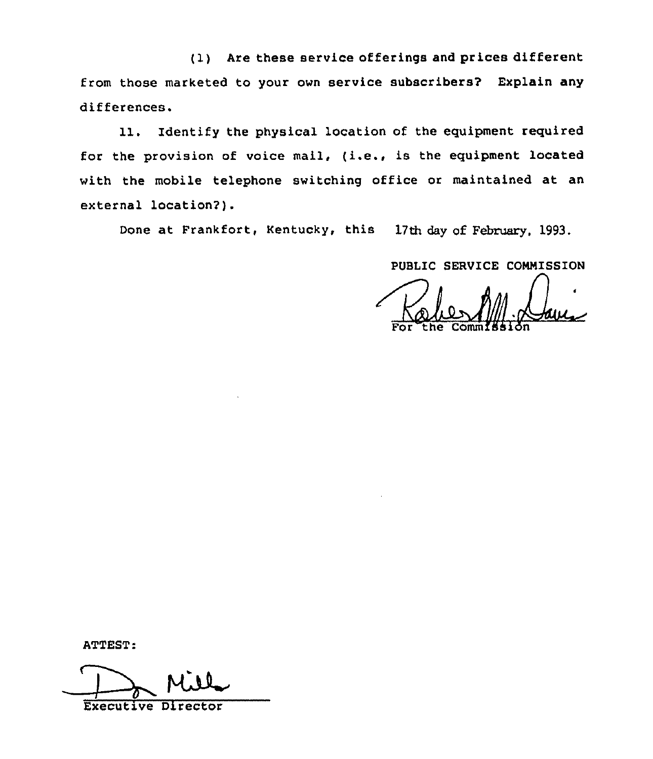(1) Are these service offerings and prices different from those marketed to your own service subscribers? Explain any differences.

11. Identify the physical location of the equipment required for the provision of voice mail, (i.e., is the equipment located with the mobile telephone switching office or maintained at an external location?).

Done at Frankfort, Kentucky, this 17th day of February, 1993.

PUBLIC SERVICE COMMISSION

For the Commission

ATTEST:

Executive Director